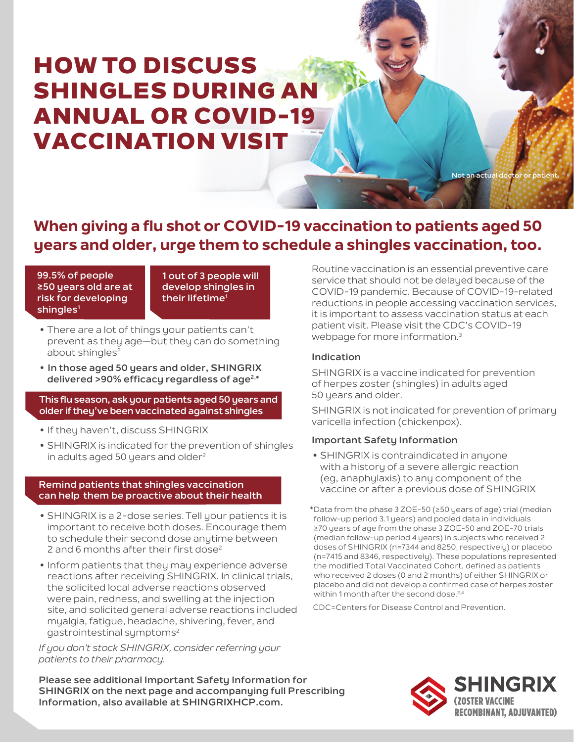# HOW TO DISCUSS SHINGLES DURING AN ANNUAL OR COVID-19 VACCINATION VISIT

Not an actual doctor or patient.

## When giving a flu shot or COVID-19 vaccination to patients aged 50 years and older, urge them to schedule a shingles vaccination, too.

**99.5% of people ≥50 years old are at risk for developing shingles[1]**

**1 out of 3 people will develop shingles in their lifetime[1]**

- There are a lot of things your patients can't prevent as they age—but they can do something about shingles[2]
- **In those aged 50 years and older, SHINGRIX delivered >90% efficacy regardless of age[2,*]**

### This flu season, ask your patients aged 50 years and older if they've been vaccinated against shingles

- If they haven't, discuss SHINGRIX
- SHINGRIX is indicated for the prevention of shingles in adults aged 50 years and older[2]

### Remind patients that shingles vaccination can help them be proactive about their health

- SHINGRIX is a 2-dose series. Tell your patients it is important to receive both doses. Encourage them to schedule their second dose anytime between 2 and 6 months after their first dose[2]
- Inform patients that they may experience adverse reactions after receiving SHINGRIX. In clinical trials, the solicited local adverse reactions observed were pain, redness, and swelling at the injection site, and solicited general adverse reactions included myalgia, fatigue, headache, shivering, fever, and gastrointestinal symptoms[2]

*If you don't stock SHINGRIX, consider referring your patients to their pharmacy.*

Routine vaccination is an essential preventive care service that should not be delayed because of the COVID-19 pandemic. Because of COVID-19-related reductions in people accessing vaccination services, it is important to assess vaccination status at each patient visit. Please visit the CDC's COVID-19 webpage for more information.[3]

### Indication

SHINGRIX is a vaccine indicated for prevention of herpes zoster (shingles) in adults aged 50 years and older.

SHINGRIX is not indicated for prevention of primary varicella infection (chickenpox).

### Important Safety Information

- SHINGRIX is contraindicated in anyone with a history of a severe allergic reaction (eg, anaphylaxis) to any component of the vaccine or after a previous dose of SHINGRIX

*Data from the phase 3 ZOE-50 (≥50 years of age) trial (median follow-up period 3.1 years) and pooled data in individuals ≥70 years of age from the phase 3 ZOE-50 and ZOE-70 trials (median follow-up period 4 years) in subjects who received 2 doses of SHINGRIX (n=7344 and 8250, respectively) or placebo (n=7415 and 8346, respectively). These populations represented the modified Total Vaccinated Cohort, defined as patients who received 2 doses (0 and 2 months) of either SHINGRIX or placebo and did not develop a confirmed case of herpes zoster within 1 month after the second dose.[2,4]

CDC=Centers for Disease Control and Prevention.

**Please see additional Important Safety Information for SHINGRIX on the next page and accompanying full Prescribing Information, also available at SHINGRIXHCP.com.**

SHINGRIX (ZOSTER VACCINE RECOMBINANT, ADJUVANTED)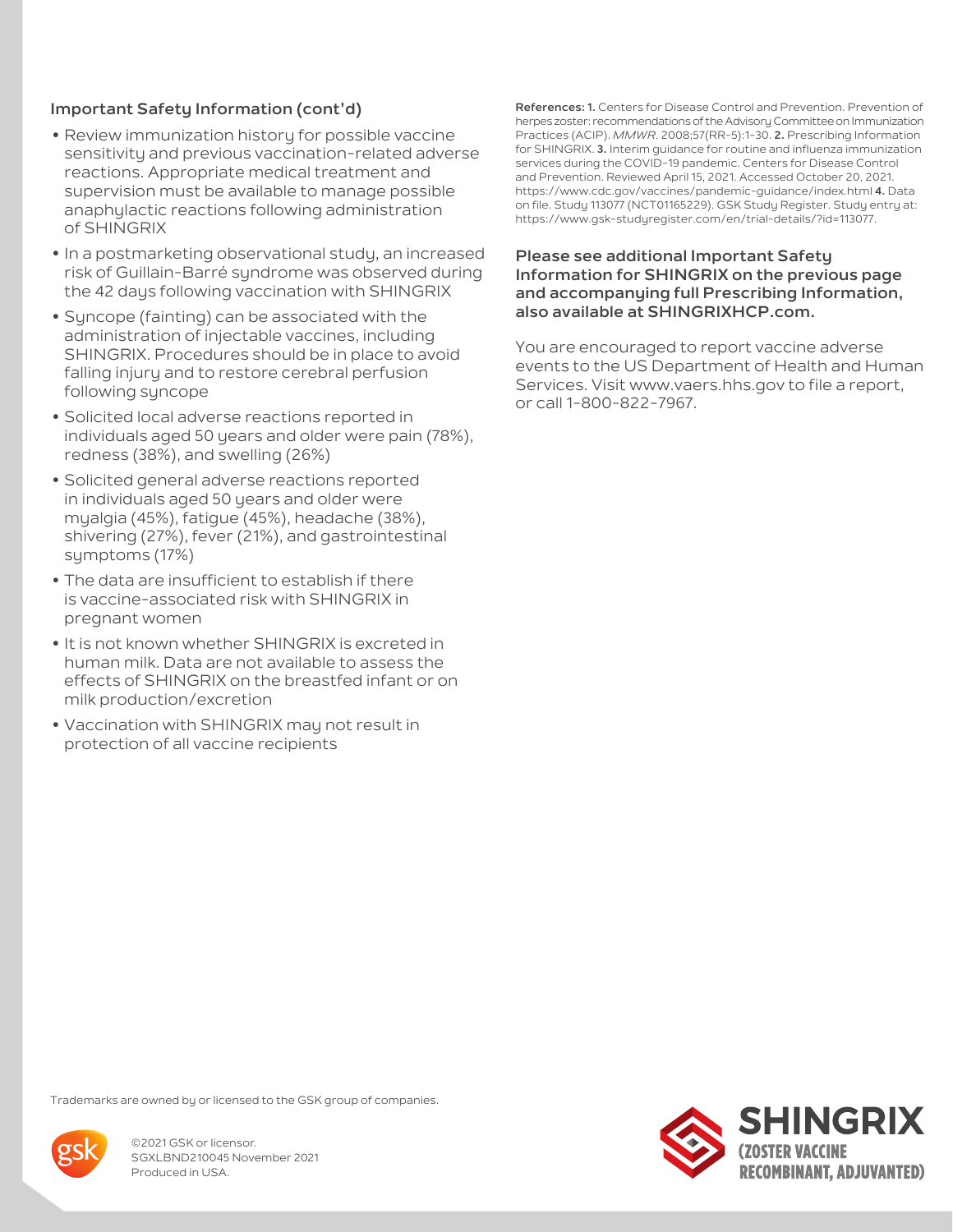### Important Safety Information (cont'd)

- Review immunization history for possible vaccine sensitivity and previous vaccination-related adverse reactions. Appropriate medical treatment and supervision must be available to manage possible anaphylactic reactions following administration of SHINGRIX
- In a postmarketing observational study, an increased risk of Guillain-Barré syndrome was observed during the 42 days following vaccination with SHINGRIX
- Syncope (fainting) can be associated with the administration of injectable vaccines, including SHINGRIX. Procedures should be in place to avoid falling injury and to restore cerebral perfusion following syncope
- Solicited local adverse reactions reported in individuals aged 50 years and older were pain (78%), redness (38%), and swelling (26%)
- Solicited general adverse reactions reported in individuals aged 50 years and older were myalgia (45%), fatigue (45%), headache (38%), shivering (27%), fever (21%), and gastrointestinal symptoms (17%)
- The data are insufficient to establish if there is vaccine-associated risk with SHINGRIX in pregnant women
- It is not known whether SHINGRIX is excreted in human milk. Data are not available to assess the effects of SHINGRIX on the breastfed infant or on milk production/excretion
- Vaccination with SHINGRIX may not result in protection of all vaccine recipients

**References: 1.** Centers for Disease Control and Prevention. Prevention of herpes zoster: recommendations of the Advisory Committee on Immunization Practices (ACIP). *MMWR*. 2008;57(RR-5):1-30. **2.** Prescribing Information for SHINGRIX. **3.** Interim guidance for routine and influenza immunization services during the COVID-19 pandemic. Centers for Disease Control and Prevention. Reviewed April 15, 2021. Accessed October 20, 2021. https://www.cdc.gov/vaccines/pandemic-guidance/index.html **4.** Data on file. Study 113077 (NCT01165229). GSK Study Register. Study entry at: https://www.gsk-studyregister.com/en/trial-details/?id=113077.

**Please see additional Important Safety Information for SHINGRIX on the previous page and accompanying full Prescribing Information, also available at SHINGRIXHCP.com.**

You are encouraged to report vaccine adverse events to the US Department of Health and Human Services. Visit www.vaers.hhs.gov to file a report, or call 1-800-822-7967.

Trademarks are owned by or licensed to the GSK group of companies.

gsk

©2021 GSK or licensor.
SGXLBND210045 November 2021
Produced in USA.

SHINGRIX
(ZOSTER VACCINE RECOMBINANT, ADJUVANTED)